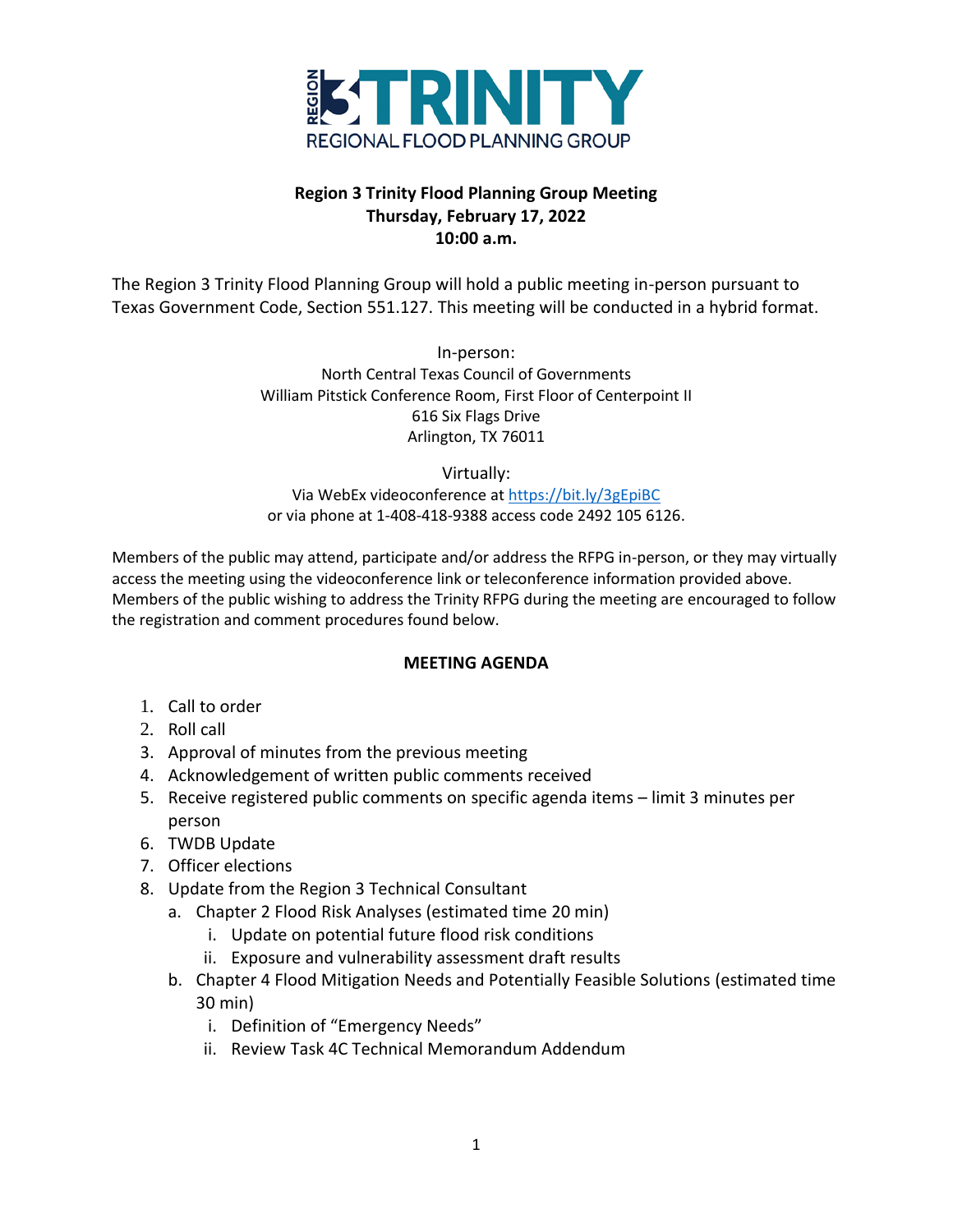REGION 3 TRINITY REGIONAL FLOOD PLANNING GROUP

**Region 3 Trinity Flood Planning Group Meeting**
**Thursday, February 17, 2022**
**10:00 a.m.**

The Region 3 Trinity Flood Planning Group will hold a public meeting in-person pursuant to Texas Government Code, Section 551.127. This meeting will be conducted in a hybrid format.

In-person:
North Central Texas Council of Governments
William Pitstick Conference Room, First Floor of Centerpoint II
616 Six Flags Drive
Arlington, TX 76011

Virtually:
Via WebEx videoconference at https://bit.ly/3gEpiBC
or via phone at 1-408-418-9388 access code 2492 105 6126.

Members of the public may attend, participate and/or address the RFPG in-person, or they may virtually access the meeting using the videoconference link or teleconference information provided above. Members of the public wishing to address the Trinity RFPG during the meeting are encouraged to follow the registration and comment procedures found below.

## MEETING AGENDA

1. Call to order
2. Roll call
3. Approval of minutes from the previous meeting
4. Acknowledgement of written public comments received
5. Receive registered public comments on specific agenda items – limit 3 minutes per person
6. TWDB Update
7. Officer elections
8. Update from the Region 3 Technical Consultant
   a. Chapter 2 Flood Risk Analyses (estimated time 20 min)
      i. Update on potential future flood risk conditions
      ii. Exposure and vulnerability assessment draft results
   b. Chapter 4 Flood Mitigation Needs and Potentially Feasible Solutions (estimated time 30 min)
      i. Definition of "Emergency Needs"
      ii. Review Task 4C Technical Memorandum Addendum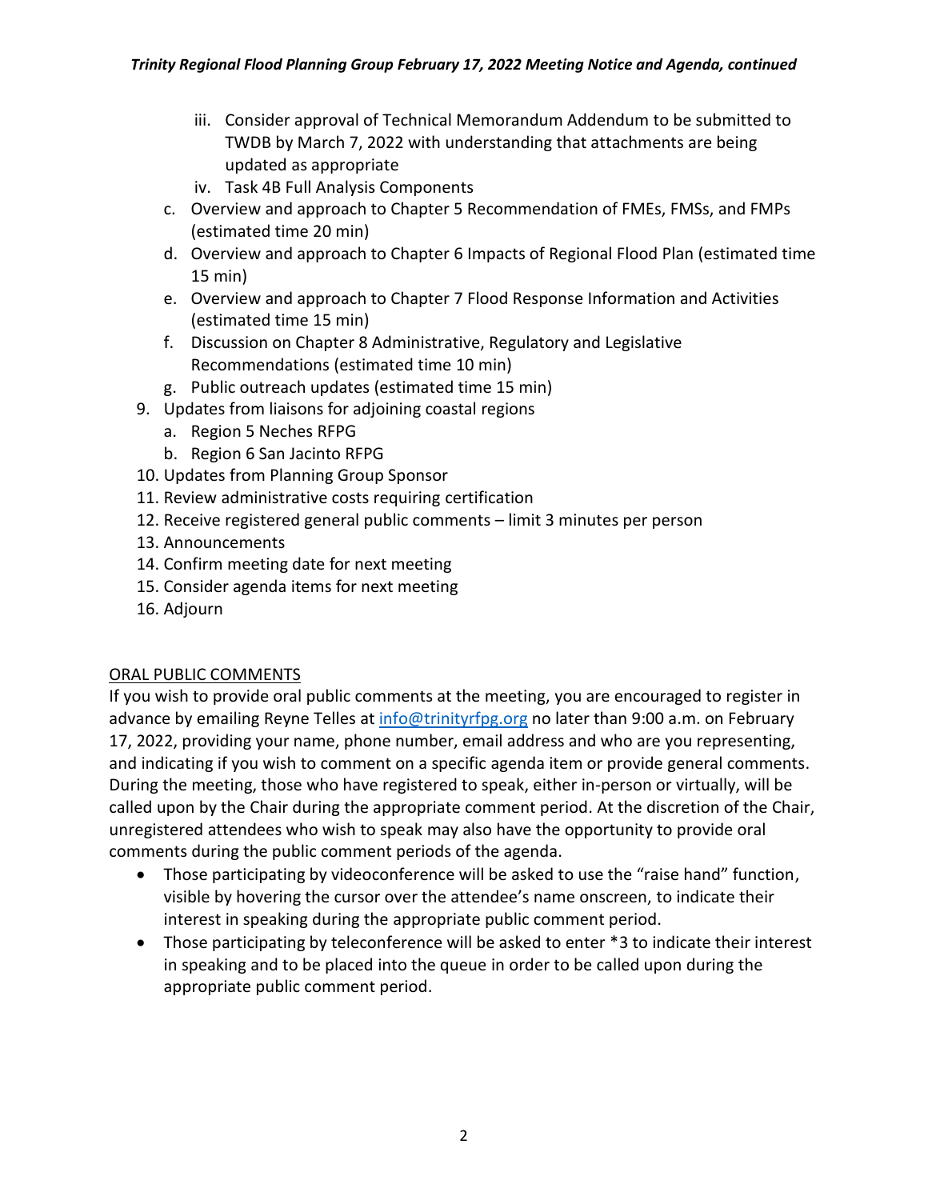iii. Consider approval of Technical Memorandum Addendum to be submitted to TWDB by March 7, 2022 with understanding that attachments are being updated as appropriate
   iv. Task 4B Full Analysis Components

   c. Overview and approach to Chapter 5 Recommendation of FMEs, FMSs, and FMPs (estimated time 20 min)
   d. Overview and approach to Chapter 6 Impacts of Regional Flood Plan (estimated time 15 min)
   e. Overview and approach to Chapter 7 Flood Response Information and Activities (estimated time 15 min)
   f. Discussion on Chapter 8 Administrative, Regulatory and Legislative Recommendations (estimated time 10 min)
   g. Public outreach updates (estimated time 15 min)

9. Updates from liaisons for adjoining coastal regions
   a. Region 5 Neches RFPG
   b. Region 6 San Jacinto RFPG
10. Updates from Planning Group Sponsor
11. Review administrative costs requiring certification
12. Receive registered general public comments – limit 3 minutes per person
13. Announcements
14. Confirm meeting date for next meeting
15. Consider agenda items for next meeting
16. Adjourn

<u>ORAL PUBLIC COMMENTS</u>

If you wish to provide oral public comments at the meeting, you are encouraged to register in advance by emailing Reyne Telles at info@trinityrfpg.org no later than 9:00 a.m. on February 17, 2022, providing your name, phone number, email address and who are you representing, and indicating if you wish to comment on a specific agenda item or provide general comments. During the meeting, those who have registered to speak, either in-person or virtually, will be called upon by the Chair during the appropriate comment period. At the discretion of the Chair, unregistered attendees who wish to speak may also have the opportunity to provide oral comments during the public comment periods of the agenda.

- Those participating by videoconference will be asked to use the "raise hand" function, visible by hovering the cursor over the attendee's name onscreen, to indicate their interest in speaking during the appropriate public comment period.
- Those participating by teleconference will be asked to enter *3 to indicate their interest in speaking and to be placed into the queue in order to be called upon during the appropriate public comment period.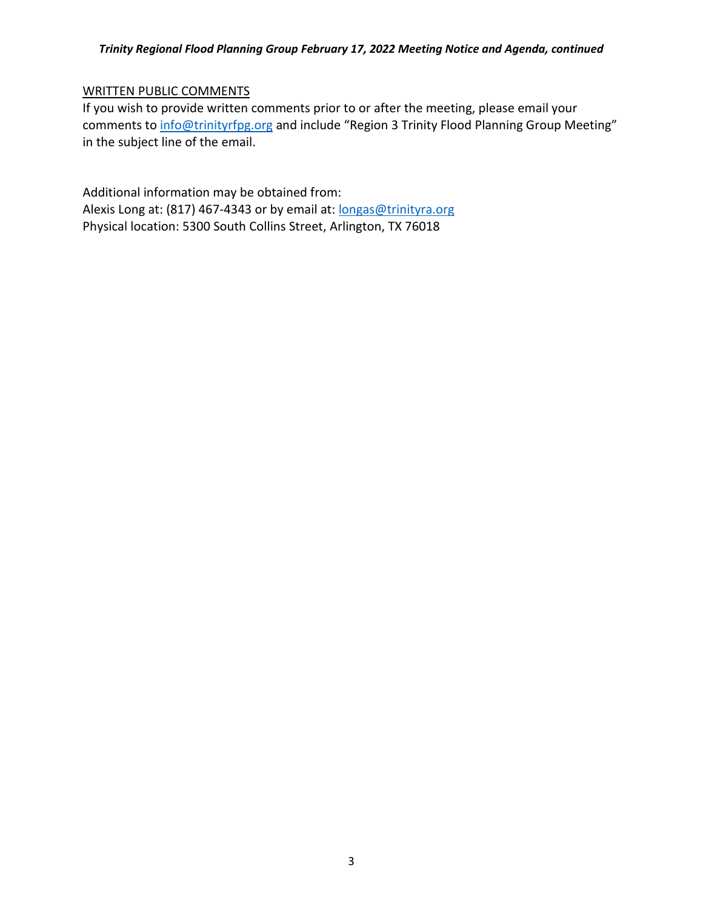WRITTEN PUBLIC COMMENTS

If you wish to provide written comments prior to or after the meeting, please email your comments to info@trinityrfpg.org and include "Region 3 Trinity Flood Planning Group Meeting" in the subject line of the email.

Additional information may be obtained from:
Alexis Long at: (817) 467-4343 or by email at: longas@trinityra.org
Physical location: 5300 South Collins Street, Arlington, TX 76018